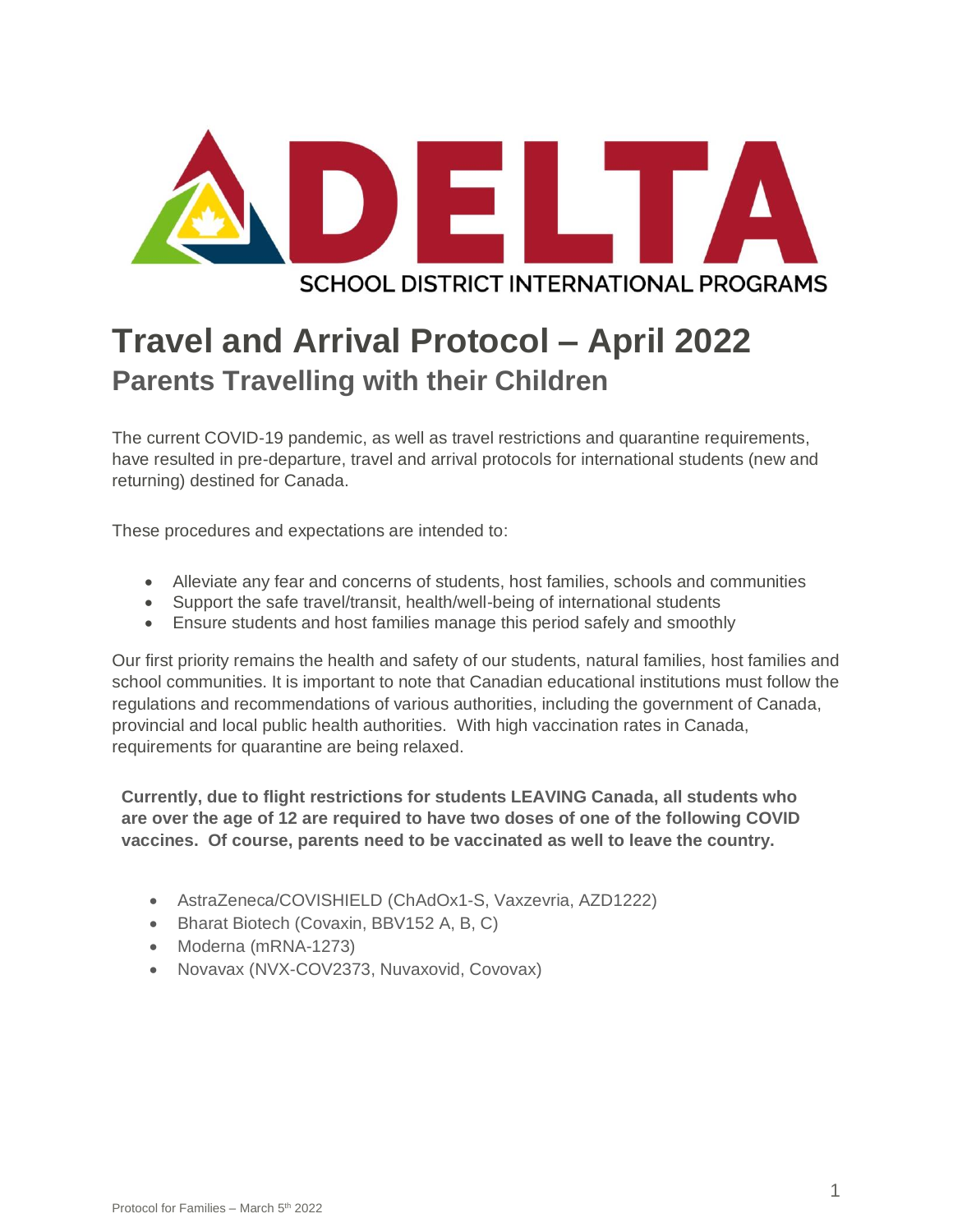DELTA

SCHOOL DISTRICT INTERNATIONAL PROGRAMS

# Travel and Arrival Protocol – April 2022

## Parents Travelling with their Children

The current COVID-19 pandemic, as well as travel restrictions and quarantine requirements, have resulted in pre-departure, travel and arrival protocols for international students (new and returning) destined for Canada.

These procedures and expectations are intended to:

- Alleviate any fear and concerns of students, host families, schools and communities
- Support the safe travel/transit, health/well-being of international students
- Ensure students and host families manage this period safely and smoothly

Our first priority remains the health and safety of our students, natural families, host families and school communities. It is important to note that Canadian educational institutions must follow the regulations and recommendations of various authorities, including the government of Canada, provincial and local public health authorities. With high vaccination rates in Canada, requirements for quarantine are being relaxed.

**Currently, due to flight restrictions for students LEAVING Canada, all students who are over the age of 12 are required to have two doses of one of the following COVID vaccines. Of course, parents need to be vaccinated as well to leave the country.**

- AstraZeneca/COVISHIELD (ChAdOx1-S, Vaxzevria, AZD1222)
- Bharat Biotech (Covaxin, BBV152 A, B, C)
- Moderna (mRNA-1273)
- Novavax (NVX-COV2373, Nuvaxovid, Covovax)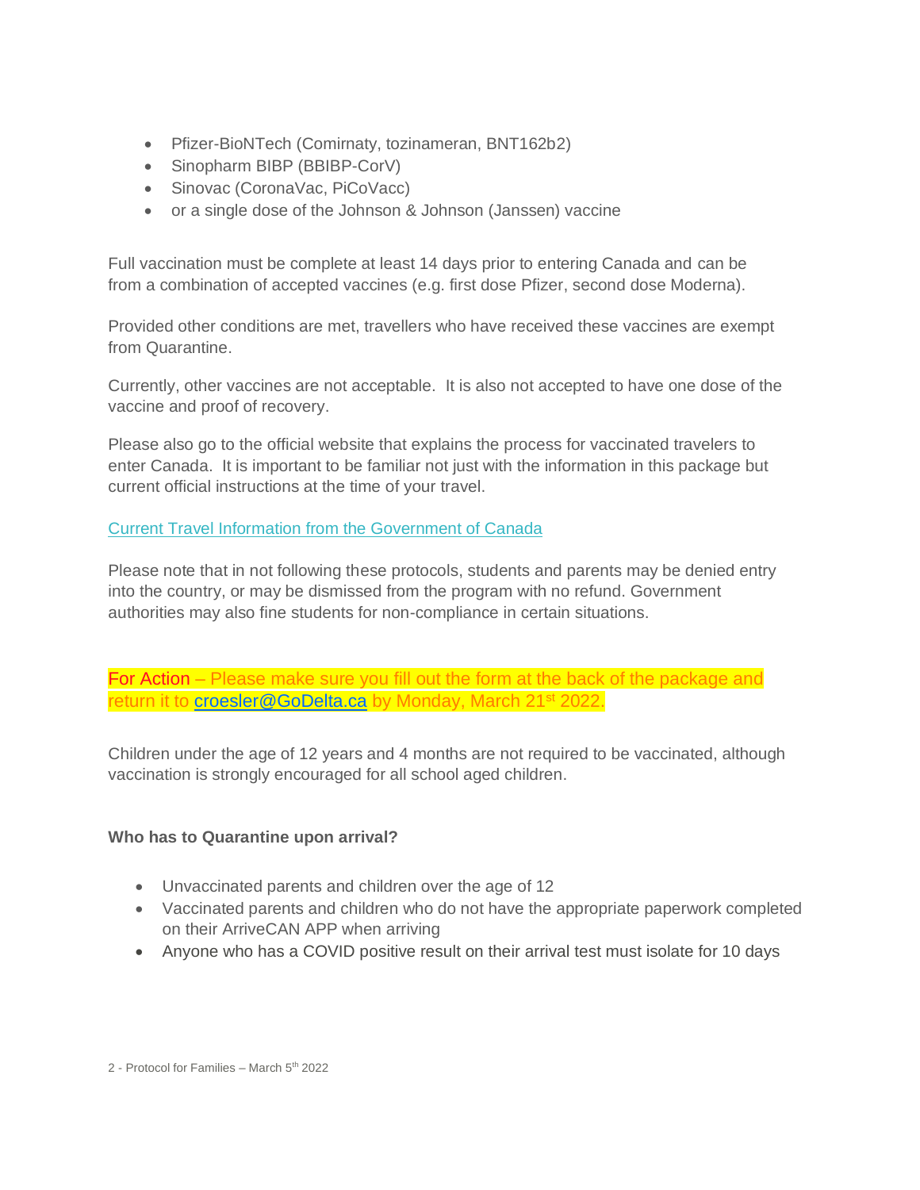- Pfizer-BioNTech (Comirnaty, tozinameran, BNT162b2)
- Sinopharm BIBP (BBIBP-CorV)
- Sinovac (CoronaVac, PiCoVacc)
- or a single dose of the Johnson & Johnson (Janssen) vaccine

Full vaccination must be complete at least 14 days prior to entering Canada and can be from a combination of accepted vaccines (e.g. first dose Pfizer, second dose Moderna).

Provided other conditions are met, travellers who have received these vaccines are exempt from Quarantine.

Currently, other vaccines are not acceptable. It is also not accepted to have one dose of the vaccine and proof of recovery.

Please also go to the official website that explains the process for vaccinated travelers to enter Canada. It is important to be familiar not just with the information in this package but current official instructions at the time of your travel.

Current Travel Information from the Government of Canada

Please note that in not following these protocols, students and parents may be denied entry into the country, or may be dismissed from the program with no refund. Government authorities may also fine students for non-compliance in certain situations.

**For Action** – Please make sure you fill out the form at the back of the package and return it to croesler@GoDelta.ca by Monday, March 21st 2022.

Children under the age of 12 years and 4 months are not required to be vaccinated, although vaccination is strongly encouraged for all school aged children.

**Who has to Quarantine upon arrival?**

- Unvaccinated parents and children over the age of 12
- Vaccinated parents and children who do not have the appropriate paperwork completed on their ArriveCAN APP when arriving
- Anyone who has a COVID positive result on their arrival test must isolate for 10 days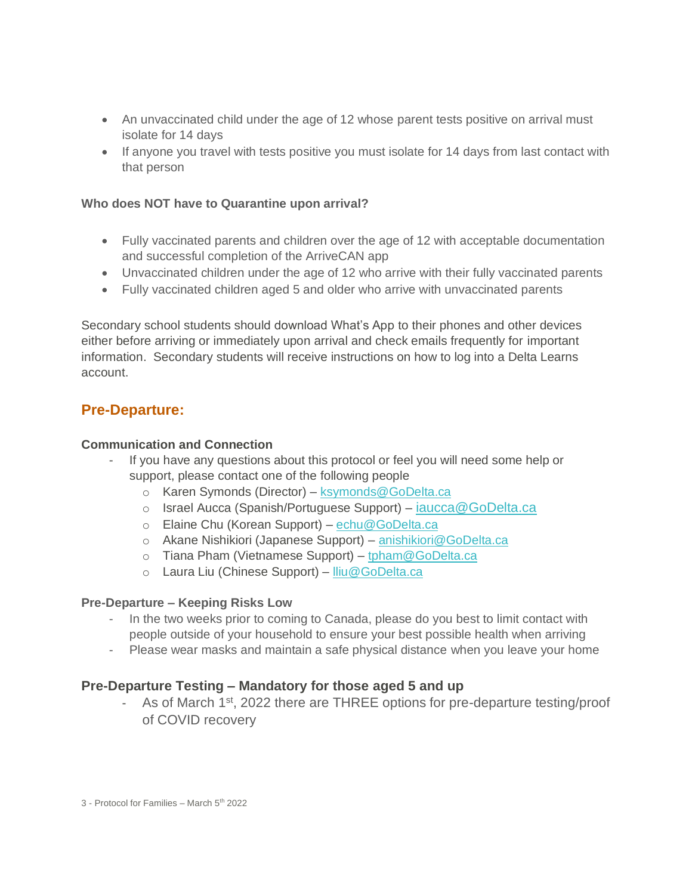- An unvaccinated child under the age of 12 whose parent tests positive on arrival must isolate for 14 days
- If anyone you travel with tests positive you must isolate for 14 days from last contact with that person

**Who does NOT have to Quarantine upon arrival?**

- Fully vaccinated parents and children over the age of 12 with acceptable documentation and successful completion of the ArriveCAN app
- Unvaccinated children under the age of 12 who arrive with their fully vaccinated parents
- Fully vaccinated children aged 5 and older who arrive with unvaccinated parents

Secondary school students should download What's App to their phones and other devices either before arriving or immediately upon arrival and check emails frequently for important information. Secondary students will receive instructions on how to log into a Delta Learns account.

## Pre-Departure:

**Communication and Connection**

- If you have any questions about this protocol or feel you will need some help or support, please contact one of the following people
  - Karen Symonds (Director) – ksymonds@GoDelta.ca
  - Israel Aucca (Spanish/Portuguese Support) – iaucca@GoDelta.ca
  - Elaine Chu (Korean Support) – echu@GoDelta.ca
  - Akane Nishikiori (Japanese Support) – anishikiori@GoDelta.ca
  - Tiana Pham (Vietnamese Support) – tpham@GoDelta.ca
  - Laura Liu (Chinese Support) – lliu@GoDelta.ca

**Pre-Departure – Keeping Risks Low**

- In the two weeks prior to coming to Canada, please do you best to limit contact with people outside of your household to ensure your best possible health when arriving
- Please wear masks and maintain a safe physical distance when you leave your home

### Pre-Departure Testing – Mandatory for those aged 5 and up

- As of March 1st, 2022 there are THREE options for pre-departure testing/proof of COVID recovery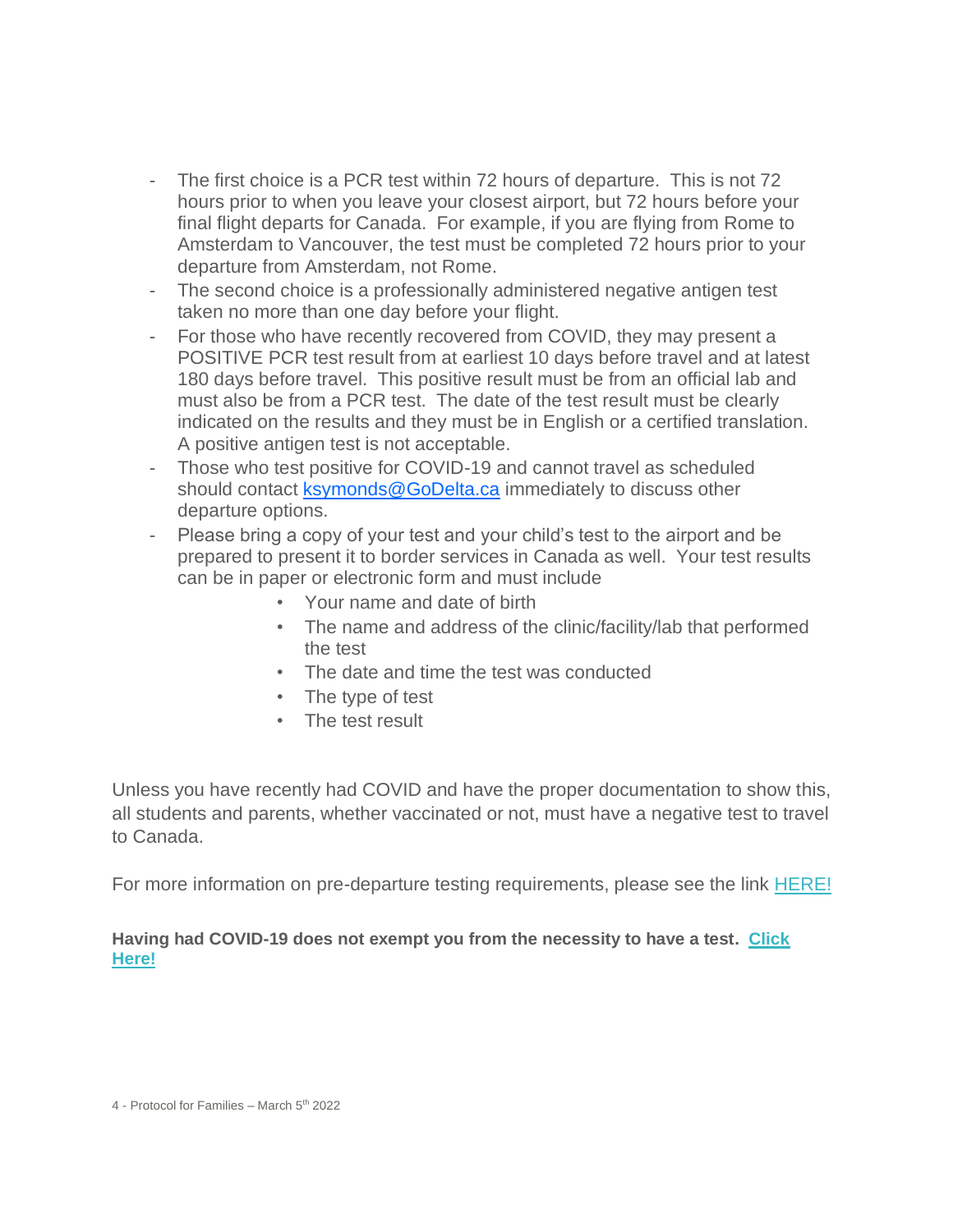- The first choice is a PCR test within 72 hours of departure. This is not 72 hours prior to when you leave your closest airport, but 72 hours before your final flight departs for Canada. For example, if you are flying from Rome to Amsterdam to Vancouver, the test must be completed 72 hours prior to your departure from Amsterdam, not Rome.
- The second choice is a professionally administered negative antigen test taken no more than one day before your flight.
- For those who have recently recovered from COVID, they may present a POSITIVE PCR test result from at earliest 10 days before travel and at latest 180 days before travel. This positive result must be from an official lab and must also be from a PCR test. The date of the test result must be clearly indicated on the results and they must be in English or a certified translation. A positive antigen test is not acceptable.
- Those who test positive for COVID-19 and cannot travel as scheduled should contact [ksymonds@GoDelta.ca](mailto:ksymonds@GoDelta.ca) immediately to discuss other departure options.
- Please bring a copy of your test and your child's test to the airport and be prepared to present it to border services in Canada as well. Your test results can be in paper or electronic form and must include
    - Your name and date of birth
    - The name and address of the clinic/facility/lab that performed the test
    - The date and time the test was conducted
    - The type of test
    - The test result

Unless you have recently had COVID and have the proper documentation to show this, all students and parents, whether vaccinated or not, must have a negative test to travel to Canada.

For more information on pre-departure testing requirements, please see the link HERE!

**Having had COVID-19 does not exempt you from the necessity to have a test. Click Here!**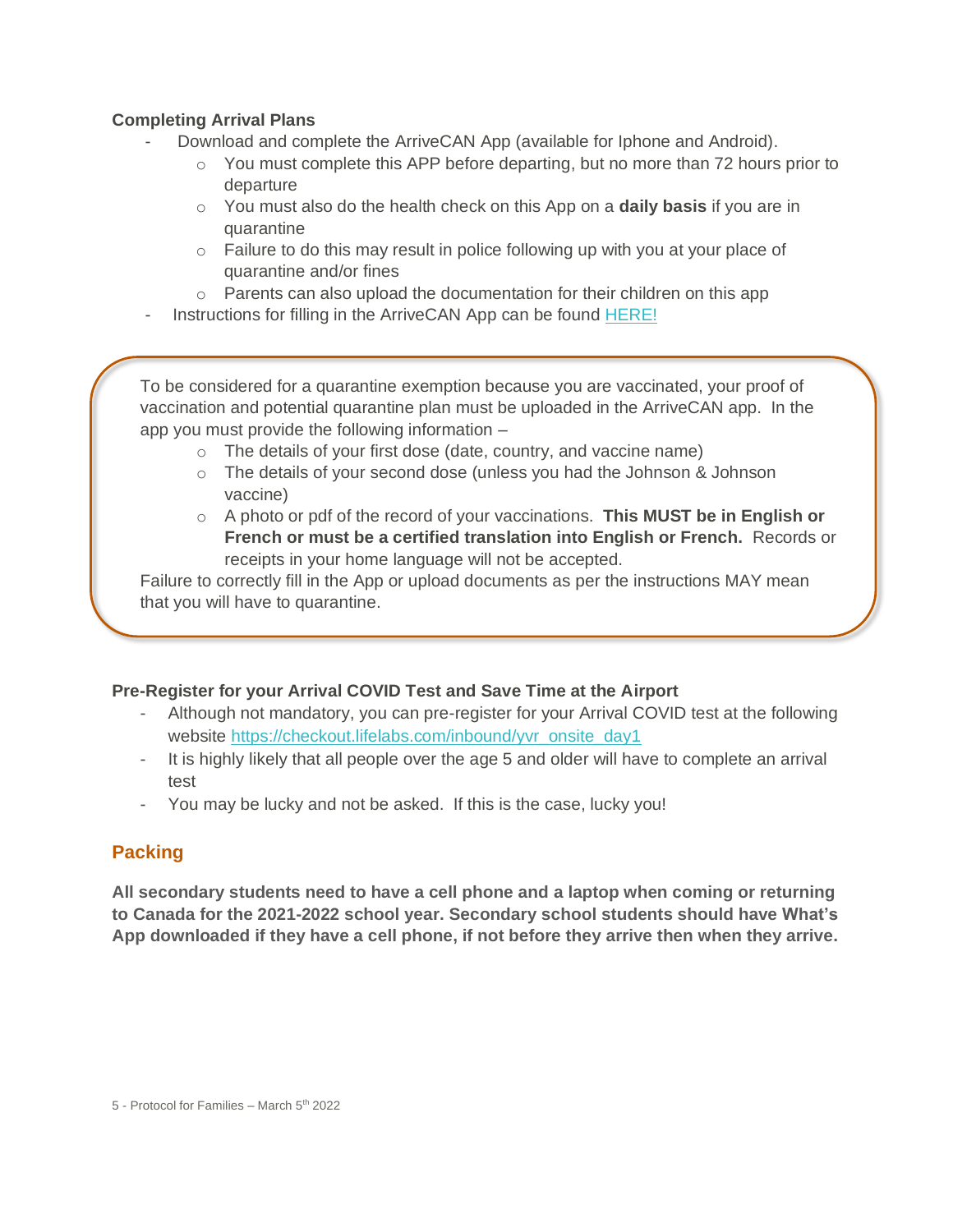**Completing Arrival Plans**

- Download and complete the ArriveCAN App (available for Iphone and Android).
    - You must complete this APP before departing, but no more than 72 hours prior to departure
    - You must also do the health check on this App on a **daily basis** if you are in quarantine
    - Failure to do this may result in police following up with you at your place of quarantine and/or fines
    - Parents can also upload the documentation for their children on this app
- Instructions for filling in the ArriveCAN App can be found [HERE!]()

To be considered for a quarantine exemption because you are vaccinated, your proof of vaccination and potential quarantine plan must be uploaded in the ArriveCAN app. In the app you must provide the following information –

- The details of your first dose (date, country, and vaccine name)
- The details of your second dose (unless you had the Johnson & Johnson vaccine)
- A photo or pdf of the record of your vaccinations. **This MUST be in English or French or must be a certified translation into English or French.** Records or receipts in your home language will not be accepted.

Failure to correctly fill in the App or upload documents as per the instructions MAY mean that you will have to quarantine.

**Pre-Register for your Arrival COVID Test and Save Time at the Airport**

- Although not mandatory, you can pre-register for your Arrival COVID test at the following website https://checkout.lifelabs.com/inbound/yvr_onsite_day1
- It is highly likely that all people over the age 5 and older will have to complete an arrival test
- You may be lucky and not be asked. If this is the case, lucky you!

## Packing

**All secondary students need to have a cell phone and a laptop when coming or returning to Canada for the 2021-2022 school year. Secondary school students should have What's App downloaded if they have a cell phone, if not before they arrive then when they arrive.**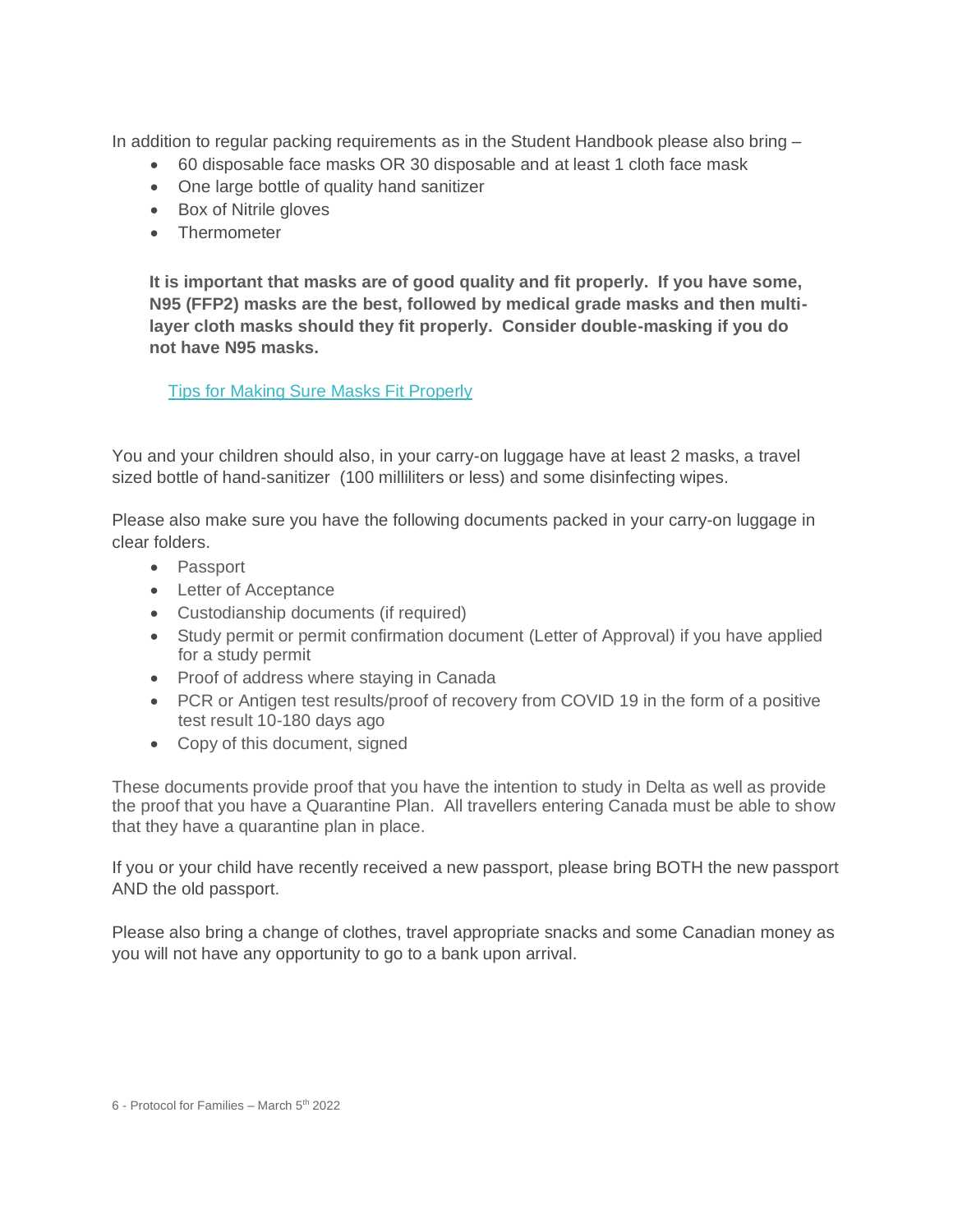In addition to regular packing requirements as in the Student Handbook please also bring –

- 60 disposable face masks OR 30 disposable and at least 1 cloth face mask
- One large bottle of quality hand sanitizer
- Box of Nitrile gloves
- Thermometer

**It is important that masks are of good quality and fit properly. If you have some, N95 (FFP2) masks are the best, followed by medical grade masks and then multi-layer cloth masks should they fit properly. Consider double-masking if you do not have N95 masks.**

Tips for Making Sure Masks Fit Properly

You and your children should also, in your carry-on luggage have at least 2 masks, a travel sized bottle of hand-sanitizer (100 milliliters or less) and some disinfecting wipes.

Please also make sure you have the following documents packed in your carry-on luggage in clear folders.

- Passport
- Letter of Acceptance
- Custodianship documents (if required)
- Study permit or permit confirmation document (Letter of Approval) if you have applied for a study permit
- Proof of address where staying in Canada
- PCR or Antigen test results/proof of recovery from COVID 19 in the form of a positive test result 10-180 days ago
- Copy of this document, signed

These documents provide proof that you have the intention to study in Delta as well as provide the proof that you have a Quarantine Plan. All travellers entering Canada must be able to show that they have a quarantine plan in place.

If you or your child have recently received a new passport, please bring BOTH the new passport AND the old passport.

Please also bring a change of clothes, travel appropriate snacks and some Canadian money as you will not have any opportunity to go to a bank upon arrival.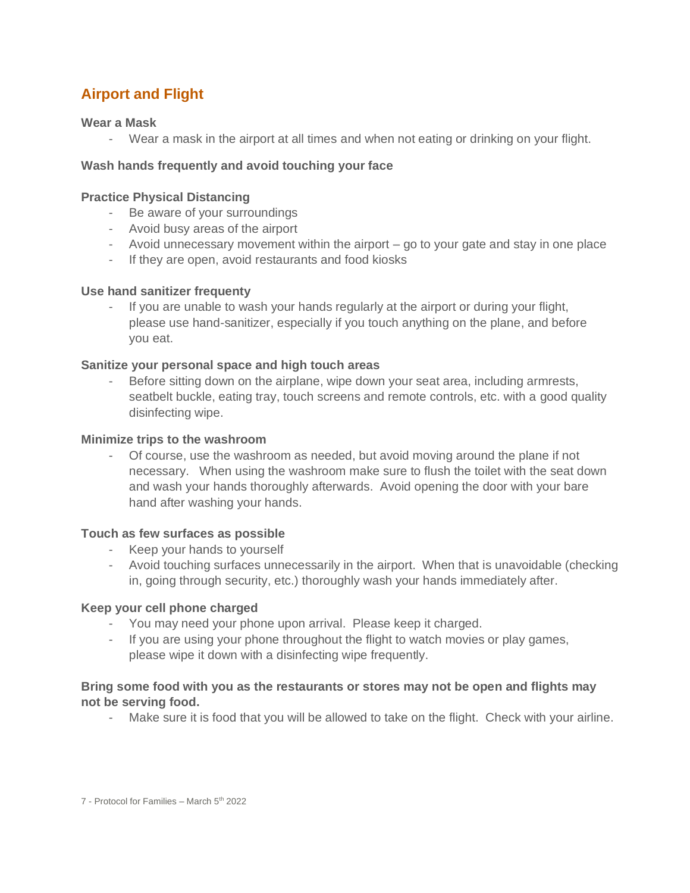## Airport and Flight

**Wear a Mask**

- Wear a mask in the airport at all times and when not eating or drinking on your flight.

**Wash hands frequently and avoid touching your face**

**Practice Physical Distancing**

- Be aware of your surroundings
- Avoid busy areas of the airport
- Avoid unnecessary movement within the airport – go to your gate and stay in one place
- If they are open, avoid restaurants and food kiosks

**Use hand sanitizer frequenty**

- If you are unable to wash your hands regularly at the airport or during your flight, please use hand-sanitizer, especially if you touch anything on the plane, and before you eat.

**Sanitize your personal space and high touch areas**

- Before sitting down on the airplane, wipe down your seat area, including armrests, seatbelt buckle, eating tray, touch screens and remote controls, etc. with a good quality disinfecting wipe.

**Minimize trips to the washroom**

- Of course, use the washroom as needed, but avoid moving around the plane if not necessary. When using the washroom make sure to flush the toilet with the seat down and wash your hands thoroughly afterwards. Avoid opening the door with your bare hand after washing your hands.

**Touch as few surfaces as possible**

- Keep your hands to yourself
- Avoid touching surfaces unnecessarily in the airport. When that is unavoidable (checking in, going through security, etc.) thoroughly wash your hands immediately after.

**Keep your cell phone charged**

- You may need your phone upon arrival. Please keep it charged.
- If you are using your phone throughout the flight to watch movies or play games, please wipe it down with a disinfecting wipe frequently.

**Bring some food with you as the restaurants or stores may not be open and flights may not be serving food.**

- Make sure it is food that you will be allowed to take on the flight. Check with your airline.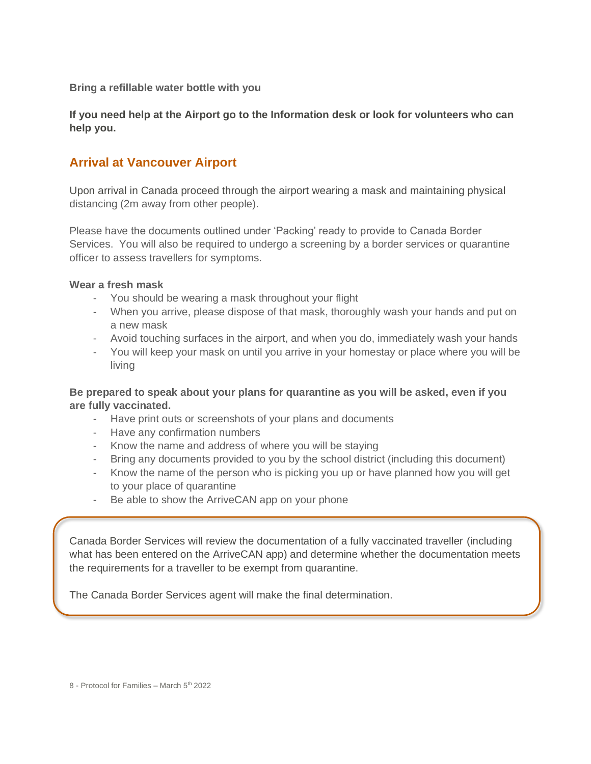**Bring a refillable water bottle with you**

**If you need help at the Airport go to the Information desk or look for volunteers who can help you.**

## Arrival at Vancouver Airport

Upon arrival in Canada proceed through the airport wearing a mask and maintaining physical distancing (2m away from other people).

Please have the documents outlined under 'Packing' ready to provide to Canada Border Services. You will also be required to undergo a screening by a border services or quarantine officer to assess travellers for symptoms.

**Wear a fresh mask**

- You should be wearing a mask throughout your flight
- When you arrive, please dispose of that mask, thoroughly wash your hands and put on a new mask
- Avoid touching surfaces in the airport, and when you do, immediately wash your hands
- You will keep your mask on until you arrive in your homestay or place where you will be living

**Be prepared to speak about your plans for quarantine as you will be asked, even if you are fully vaccinated.**

- Have print outs or screenshots of your plans and documents
- Have any confirmation numbers
- Know the name and address of where you will be staying
- Bring any documents provided to you by the school district (including this document)
- Know the name of the person who is picking you up or have planned how you will get to your place of quarantine
- Be able to show the ArriveCAN app on your phone

Canada Border Services will review the documentation of a fully vaccinated traveller (including what has been entered on the ArriveCAN app) and determine whether the documentation meets the requirements for a traveller to be exempt from quarantine.

The Canada Border Services agent will make the final determination.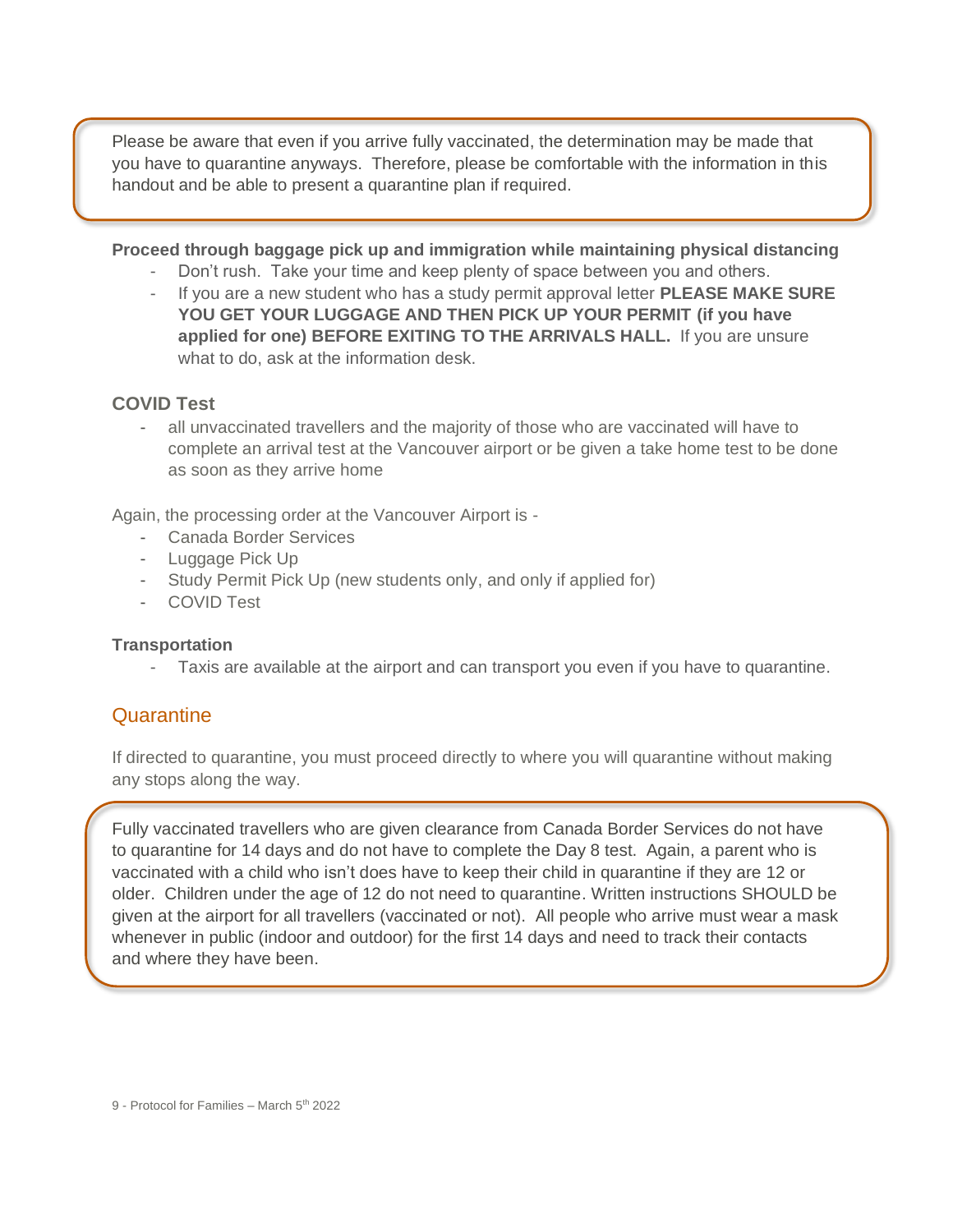Please be aware that even if you arrive fully vaccinated, the determination may be made that you have to quarantine anyways. Therefore, please be comfortable with the information in this handout and be able to present a quarantine plan if required.

**Proceed through baggage pick up and immigration while maintaining physical distancing**

- Don't rush. Take your time and keep plenty of space between you and others.
- If you are a new student who has a study permit approval letter **PLEASE MAKE SURE YOU GET YOUR LUGGAGE AND THEN PICK UP YOUR PERMIT (if you have applied for one) BEFORE EXITING TO THE ARRIVALS HALL.** If you are unsure what to do, ask at the information desk.

**COVID Test**

- all unvaccinated travellers and the majority of those who are vaccinated will have to complete an arrival test at the Vancouver airport or be given a take home test to be done as soon as they arrive home

Again, the processing order at the Vancouver Airport is -

- Canada Border Services
- Luggage Pick Up
- Study Permit Pick Up (new students only, and only if applied for)
- COVID Test

**Transportation**

- Taxis are available at the airport and can transport you even if you have to quarantine.

## Quarantine

If directed to quarantine, you must proceed directly to where you will quarantine without making any stops along the way.

Fully vaccinated travellers who are given clearance from Canada Border Services do not have to quarantine for 14 days and do not have to complete the Day 8 test. Again, a parent who is vaccinated with a child who isn't does have to keep their child in quarantine if they are 12 or older. Children under the age of 12 do not need to quarantine. Written instructions SHOULD be given at the airport for all travellers (vaccinated or not). All people who arrive must wear a mask whenever in public (indoor and outdoor) for the first 14 days and need to track their contacts and where they have been.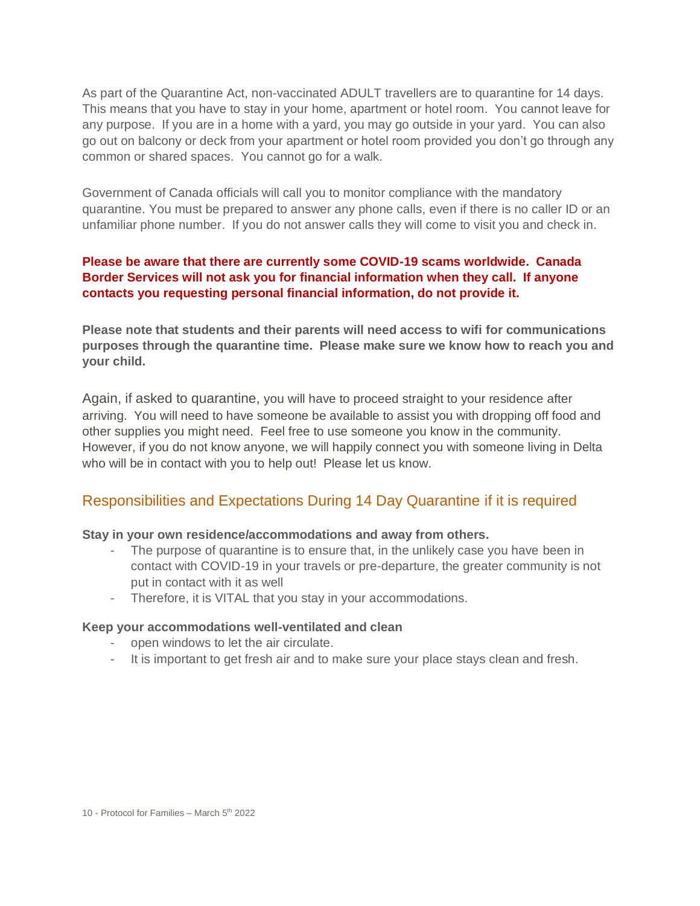As part of the Quarantine Act, non-vaccinated ADULT travellers are to quarantine for 14 days. This means that you have to stay in your home, apartment or hotel room. You cannot leave for any purpose. If you are in a home with a yard, you may go outside in your yard. You can also go out on balcony or deck from your apartment or hotel room provided you don't go through any common or shared spaces. You cannot go for a walk.

Government of Canada officials will call you to monitor compliance with the mandatory quarantine. You must be prepared to answer any phone calls, even if there is no caller ID or an unfamiliar phone number. If you do not answer calls they will come to visit you and check in.

**Please be aware that there are currently some COVID-19 scams worldwide. Canada Border Services will not ask you for financial information when they call. If anyone contacts you requesting personal financial information, do not provide it.**

**Please note that students and their parents will need access to wifi for communications purposes through the quarantine time. Please make sure we know how to reach you and your child.**

Again, if asked to quarantine, you will have to proceed straight to your residence after arriving. You will need to have someone be available to assist you with dropping off food and other supplies you might need. Feel free to use someone you know in the community. However, if you do not know anyone, we will happily connect you with someone living in Delta who will be in contact with you to help out! Please let us know.

## Responsibilities and Expectations During 14 Day Quarantine if it is required

**Stay in your own residence/accommodations and away from others.**

- The purpose of quarantine is to ensure that, in the unlikely case you have been in contact with COVID-19 in your travels or pre-departure, the greater community is not put in contact with it as well
- Therefore, it is VITAL that you stay in your accommodations.

**Keep your accommodations well-ventilated and clean**

- open windows to let the air circulate.
- It is important to get fresh air and to make sure your place stays clean and fresh.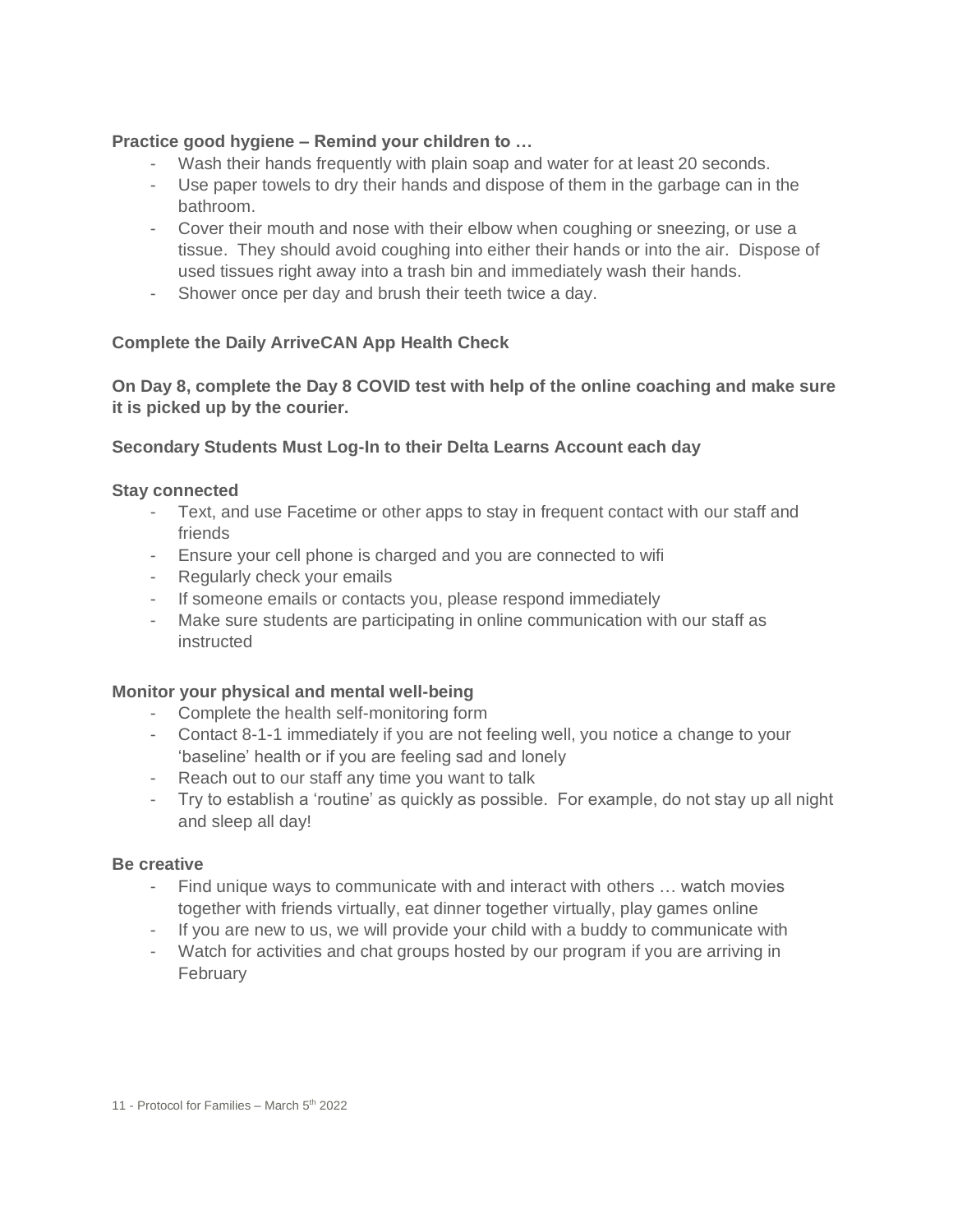**Practice good hygiene – Remind your children to …**

- Wash their hands frequently with plain soap and water for at least 20 seconds.
- Use paper towels to dry their hands and dispose of them in the garbage can in the bathroom.
- Cover their mouth and nose with their elbow when coughing or sneezing, or use a tissue. They should avoid coughing into either their hands or into the air. Dispose of used tissues right away into a trash bin and immediately wash their hands.
- Shower once per day and brush their teeth twice a day.

**Complete the Daily ArriveCAN App Health Check**

**On Day 8, complete the Day 8 COVID test with help of the online coaching and make sure it is picked up by the courier.**

**Secondary Students Must Log-In to their Delta Learns Account each day**

**Stay connected**

- Text, and use Facetime or other apps to stay in frequent contact with our staff and friends
- Ensure your cell phone is charged and you are connected to wifi
- Regularly check your emails
- If someone emails or contacts you, please respond immediately
- Make sure students are participating in online communication with our staff as instructed

**Monitor your physical and mental well-being**

- Complete the health self-monitoring form
- Contact 8-1-1 immediately if you are not feeling well, you notice a change to your 'baseline' health or if you are feeling sad and lonely
- Reach out to our staff any time you want to talk
- Try to establish a 'routine' as quickly as possible. For example, do not stay up all night and sleep all day!

**Be creative**

- Find unique ways to communicate with and interact with others … watch movies together with friends virtually, eat dinner together virtually, play games online
- If you are new to us, we will provide your child with a buddy to communicate with
- Watch for activities and chat groups hosted by our program if you are arriving in February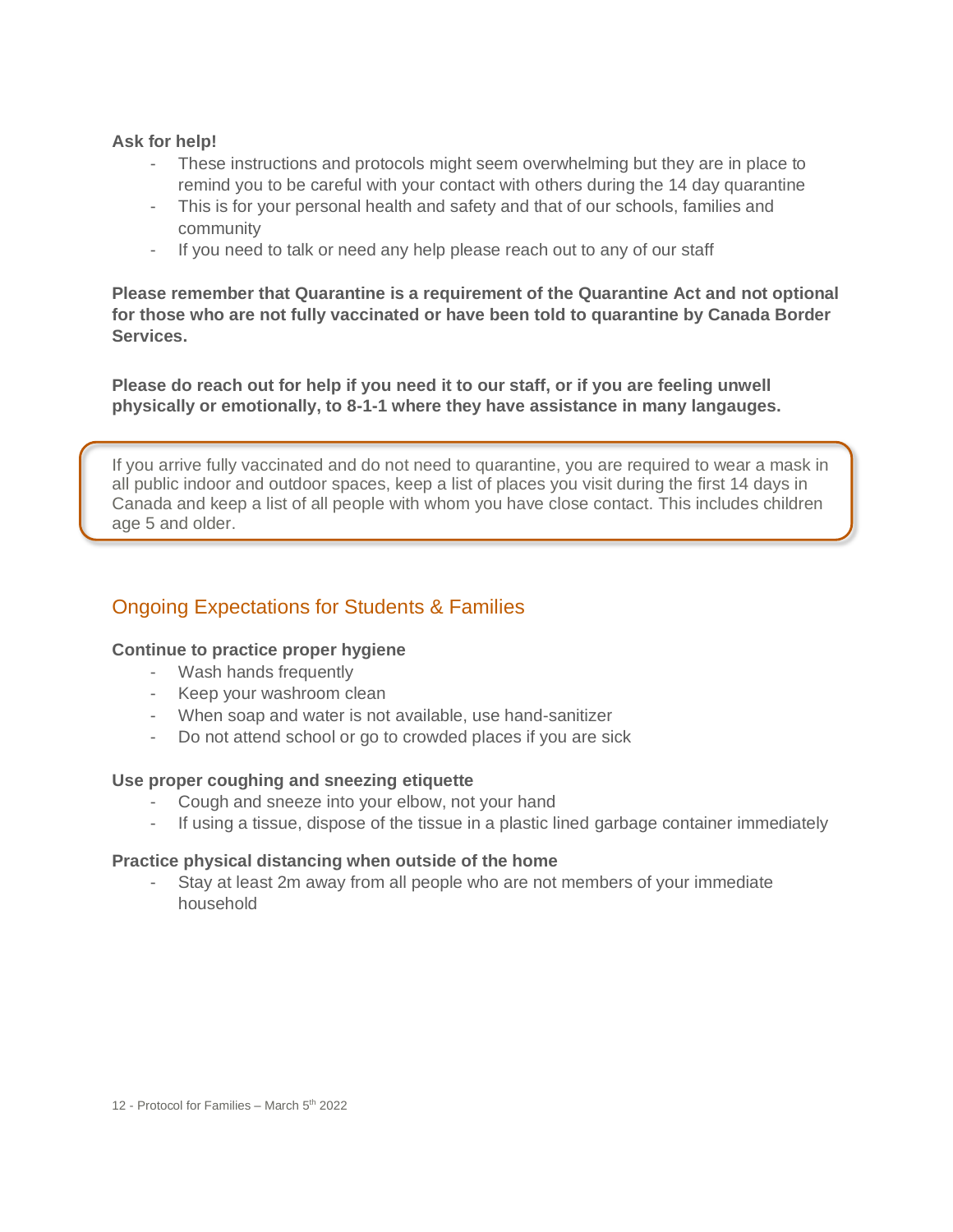**Ask for help!**

- These instructions and protocols might seem overwhelming but they are in place to remind you to be careful with your contact with others during the 14 day quarantine
- This is for your personal health and safety and that of our schools, families and community
- If you need to talk or need any help please reach out to any of our staff

**Please remember that Quarantine is a requirement of the Quarantine Act and not optional for those who are not fully vaccinated or have been told to quarantine by Canada Border Services.**

**Please do reach out for help if you need it to our staff, or if you are feeling unwell physically or emotionally, to 8-1-1 where they have assistance in many langauges.**

> If you arrive fully vaccinated and do not need to quarantine, you are required to wear a mask in all public indoor and outdoor spaces, keep a list of places you visit during the first 14 days in Canada and keep a list of all people with whom you have close contact. This includes children age 5 and older.

## Ongoing Expectations for Students & Families

**Continue to practice proper hygiene**

- Wash hands frequently
- Keep your washroom clean
- When soap and water is not available, use hand-sanitizer
- Do not attend school or go to crowded places if you are sick

**Use proper coughing and sneezing etiquette**

- Cough and sneeze into your elbow, not your hand
- If using a tissue, dispose of the tissue in a plastic lined garbage container immediately

**Practice physical distancing when outside of the home**

- Stay at least 2m away from all people who are not members of your immediate household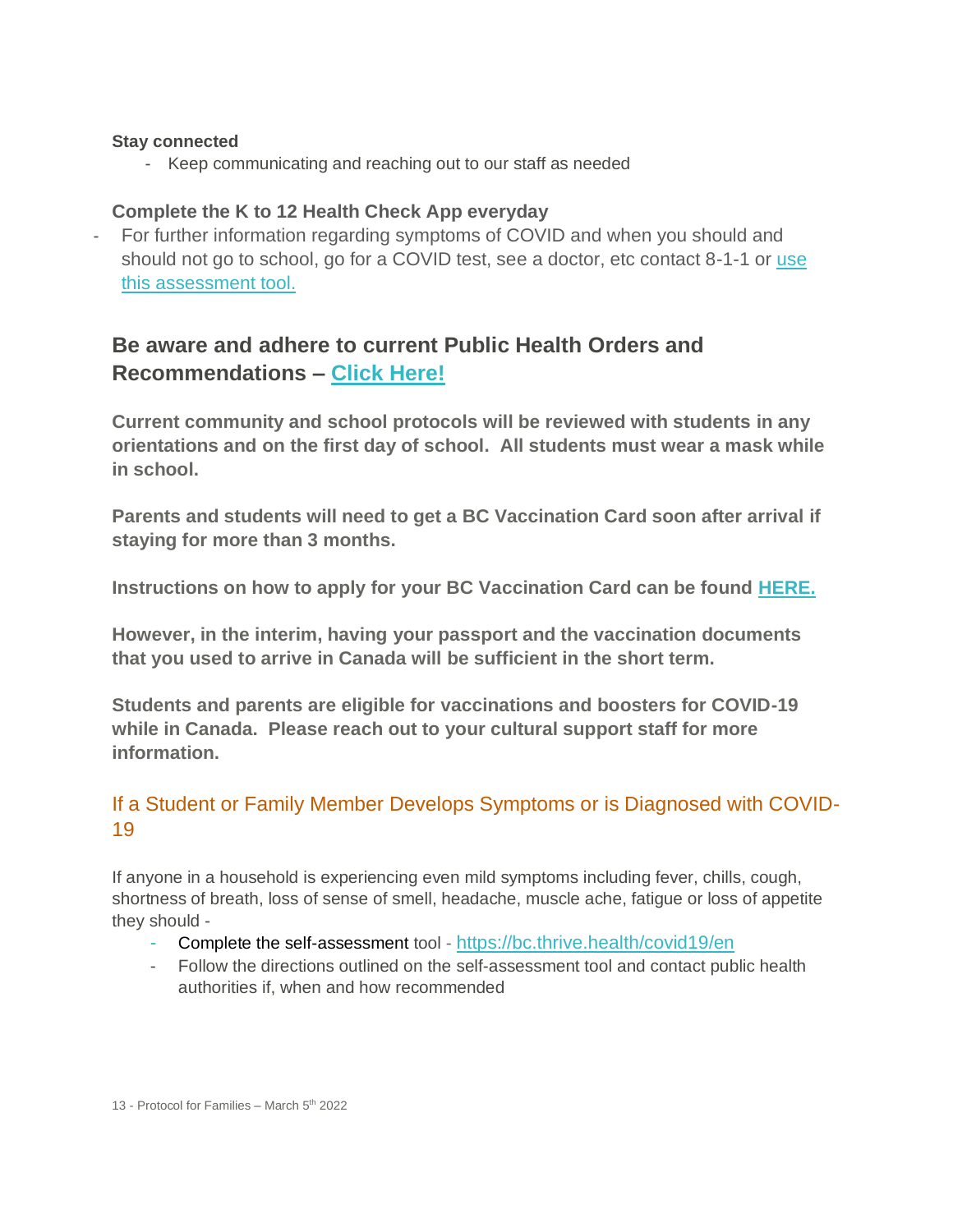**Stay connected**

- Keep communicating and reaching out to our staff as needed

**Complete the K to 12 Health Check App everyday**

- For further information regarding symptoms of COVID and when you should and should not go to school, go for a COVID test, see a doctor, etc contact 8-1-1 or use this assessment tool.

## Be aware and adhere to current Public Health Orders and Recommendations – Click Here!

**Current community and school protocols will be reviewed with students in any orientations and on the first day of school. All students must wear a mask while in school.**

**Parents and students will need to get a BC Vaccination Card soon after arrival if staying for more than 3 months.**

**Instructions on how to apply for your BC Vaccination Card can be found HERE.**

**However, in the interim, having your passport and the vaccination documents that you used to arrive in Canada will be sufficient in the short term.**

**Students and parents are eligible for vaccinations and boosters for COVID-19 while in Canada. Please reach out to your cultural support staff for more information.**

### If a Student or Family Member Develops Symptoms or is Diagnosed with COVID-19

If anyone in a household is experiencing even mild symptoms including fever, chills, cough, shortness of breath, loss of sense of smell, headache, muscle ache, fatigue or loss of appetite they should -

- Complete the self-assessment tool - https://bc.thrive.health/covid19/en
- Follow the directions outlined on the self-assessment tool and contact public health authorities if, when and how recommended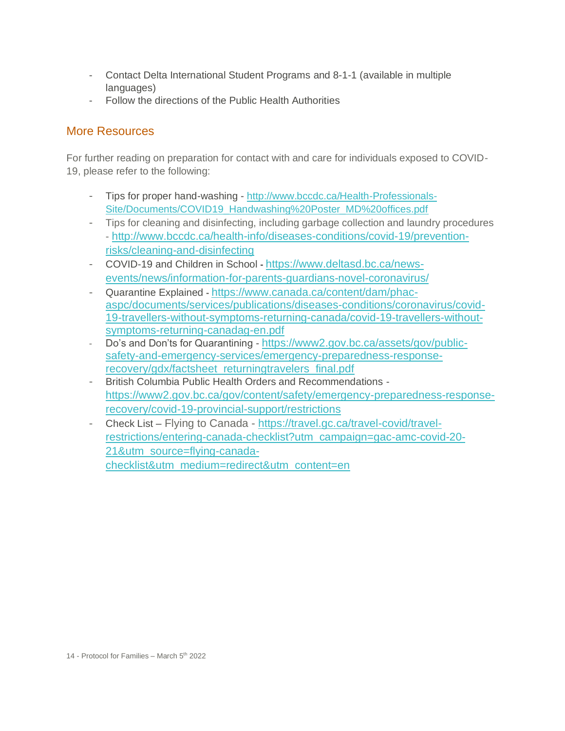- Contact Delta International Student Programs and 8-1-1 (available in multiple languages)
- Follow the directions of the Public Health Authorities

## More Resources

For further reading on preparation for contact with and care for individuals exposed to COVID-19, please refer to the following:

- Tips for proper hand-washing - http://www.bccdc.ca/Health-Professionals-Site/Documents/COVID19_Handwashing%20Poster_MD%20offices.pdf
- Tips for cleaning and disinfecting, including garbage collection and laundry procedures - http://www.bccdc.ca/health-info/diseases-conditions/covid-19/prevention-risks/cleaning-and-disinfecting
- COVID-19 and Children in School - https://www.deltasd.bc.ca/news-events/news/information-for-parents-guardians-novel-coronavirus/
- Quarantine Explained - https://www.canada.ca/content/dam/phac-aspc/documents/services/publications/diseases-conditions/coronavirus/covid-19-travellers-without-symptoms-returning-canada/covid-19-travellers-without-symptoms-returning-canadag-en.pdf
- Do's and Don'ts for Quarantining - https://www2.gov.bc.ca/assets/gov/public-safety-and-emergency-services/emergency-preparedness-response-recovery/gdx/factsheet_returningtravelers_final.pdf
- British Columbia Public Health Orders and Recommendations - https://www2.gov.bc.ca/gov/content/safety/emergency-preparedness-response-recovery/covid-19-provincial-support/restrictions
- Check List – Flying to Canada - https://travel.gc.ca/travel-covid/travel-restrictions/entering-canada-checklist?utm_campaign=gac-amc-covid-20-21&utm_source=flying-canada-checklist&utm_medium=redirect&utm_content=en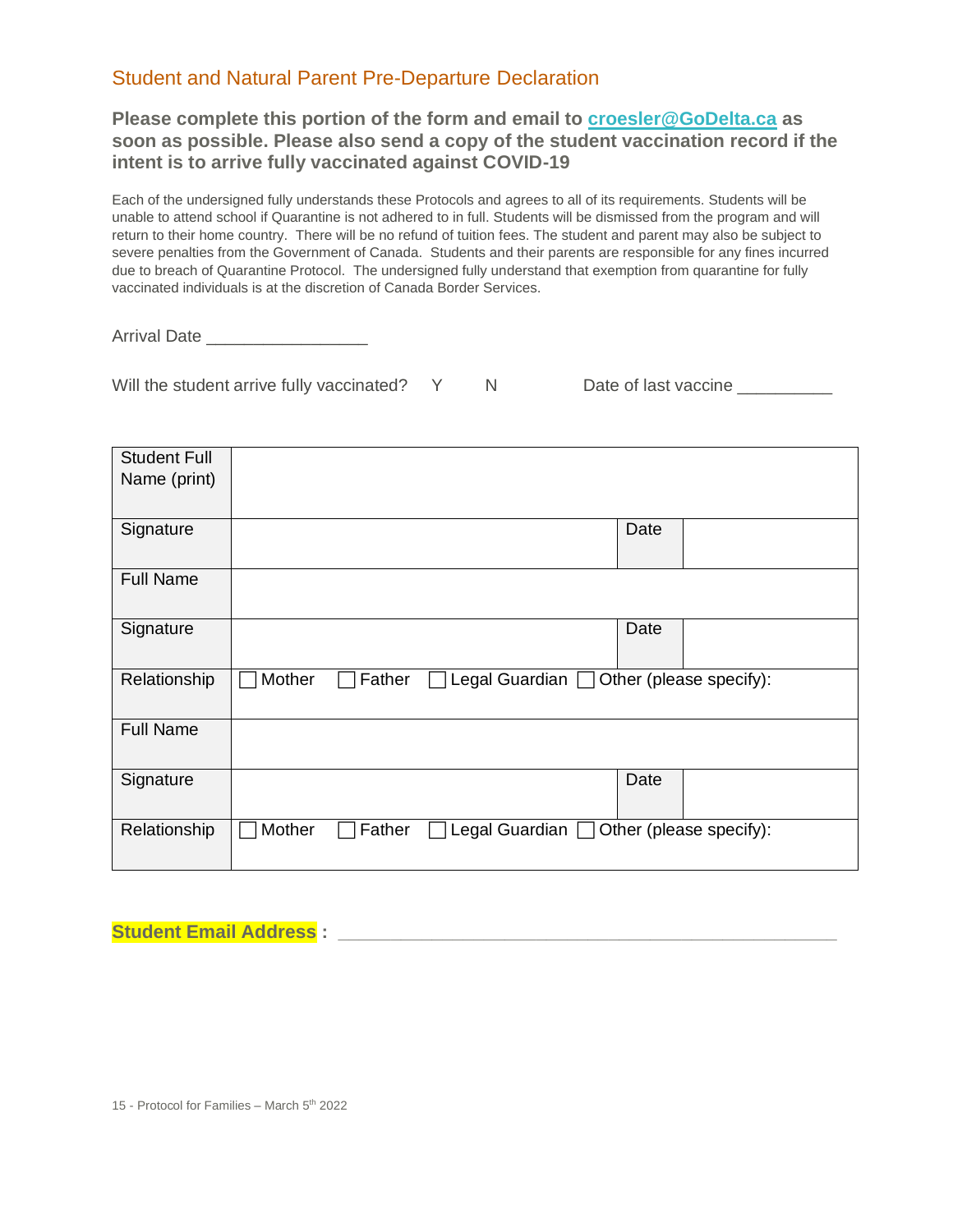## Student and Natural Parent Pre-Departure Declaration

**Please complete this portion of the form and email to croesler@GoDelta.ca as soon as possible. Please also send a copy of the student vaccination record if the intent is to arrive fully vaccinated against COVID-19**

Each of the undersigned fully understands these Protocols and agrees to all of its requirements. Students will be unable to attend school if Quarantine is not adhered to in full. Students will be dismissed from the program and will return to their home country. There will be no refund of tuition fees. The student and parent may also be subject to severe penalties from the Government of Canada. Students and their parents are responsible for any fines incurred due to breach of Quarantine Protocol. The undersigned fully understand that exemption from quarantine for fully vaccinated individuals is at the discretion of Canada Border Services.

Arrival Date _________________

Will the student arrive fully vaccinated? Y N Date of last vaccine __________

| | | | |
|---|---|---|---|
| Student Full Name (print) | | | |
| Signature | | Date | |
| Full Name | | | |
| Signature | | Date | |
| Relationship | ☐ Mother ☐ Father ☐ Legal Guardian ☐ Other (please specify): | | |
| Full Name | | | |
| Signature | | Date | |
| Relationship | ☐ Mother ☐ Father ☐ Legal Guardian ☐ Other (please specify): | | |

**Student Email Address :** _______________________________________________